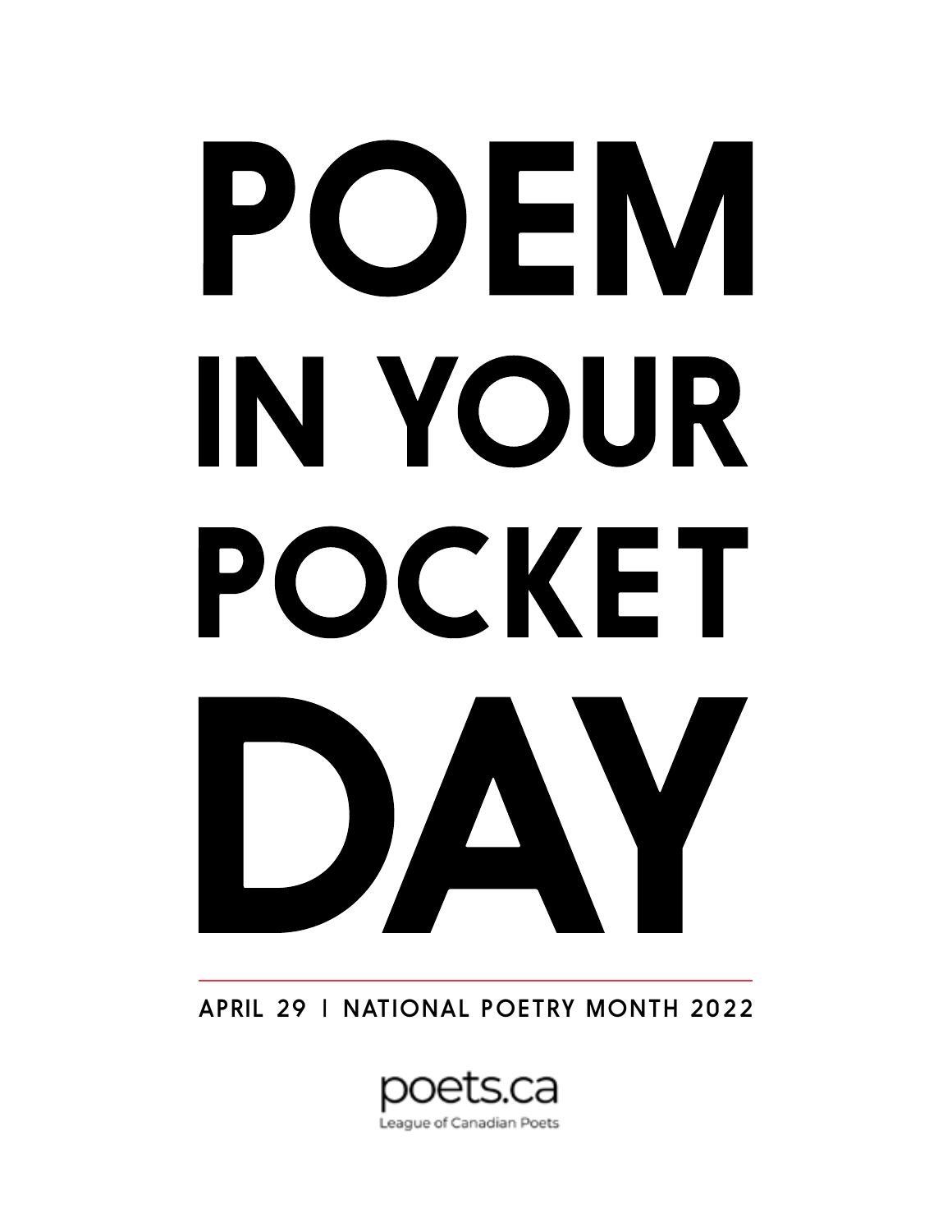# POEM IN YOUR POCKET DAY

APRIL 29 | NATIONAL POETRY MONTH 2022

poets.ca

League of Canadian Poets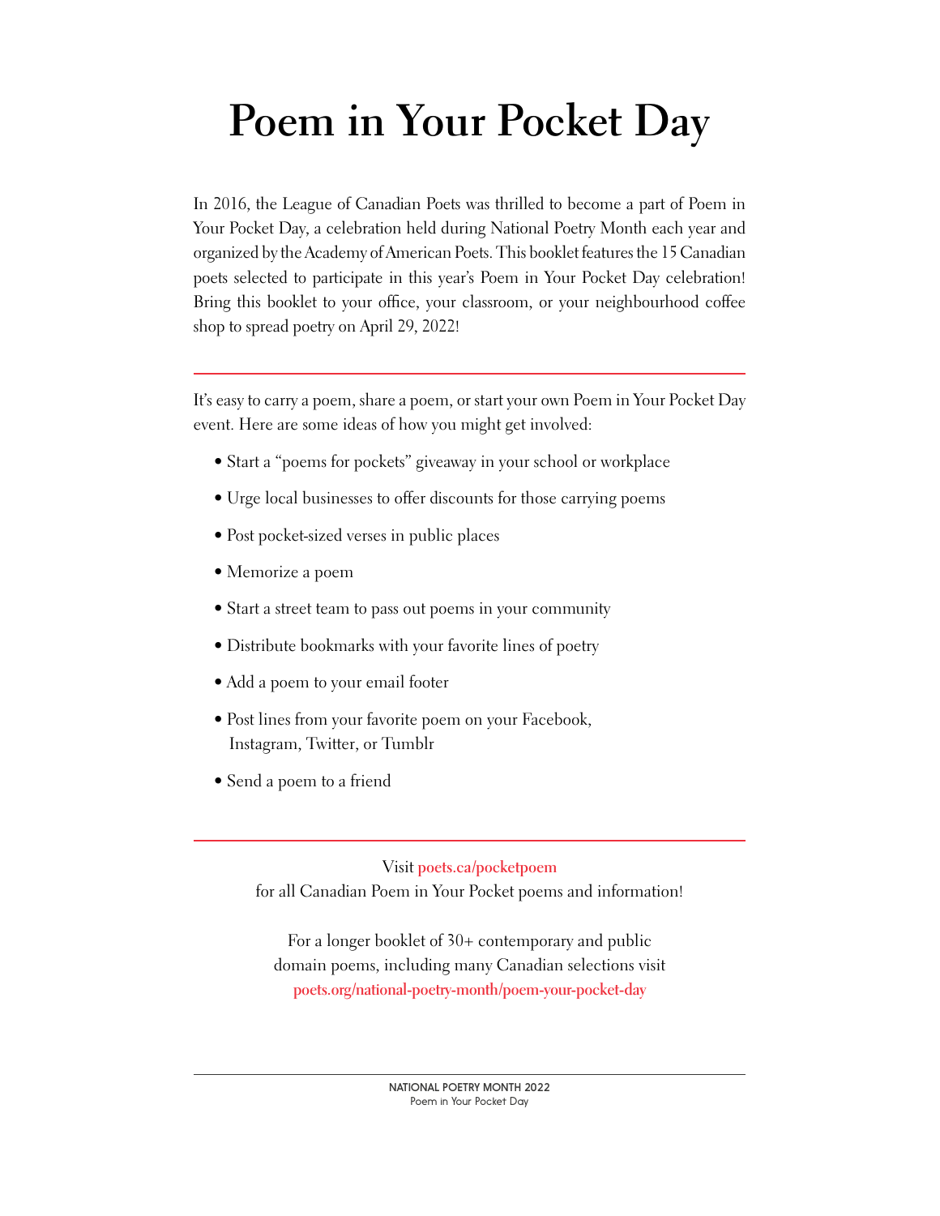# Poem in Your Pocket Day

In 2016, the League of Canadian Poets was thrilled to become a part of Poem in Your Pocket Day, a celebration held during National Poetry Month each year and organized by the Academy of American Poets. This booklet features the 15 Canadian poets selected to participate in this year's Poem in Your Pocket Day celebration! Bring this booklet to your office, your classroom, or your neighbourhood coffee shop to spread poetry on April 29, 2022!

---

It's easy to carry a poem, share a poem, or start your own Poem in Your Pocket Day event. Here are some ideas of how you might get involved:

- Start a "poems for pockets" giveaway in your school or workplace
- Urge local businesses to offer discounts for those carrying poems
- Post pocket-sized verses in public places
- Memorize a poem
- Start a street team to pass out poems in your community
- Distribute bookmarks with your favorite lines of poetry
- Add a poem to your email footer
- Post lines from your favorite poem on your Facebook, Instagram, Twitter, or Tumblr
- Send a poem to a friend

---

Visit **poets.ca/pocketpoem**
for all Canadian Poem in Your Pocket poems and information!

For a longer booklet of 30+ contemporary and public domain poems, including many Canadian selections visit **poets.org/national-poetry-month/poem-your-pocket-day**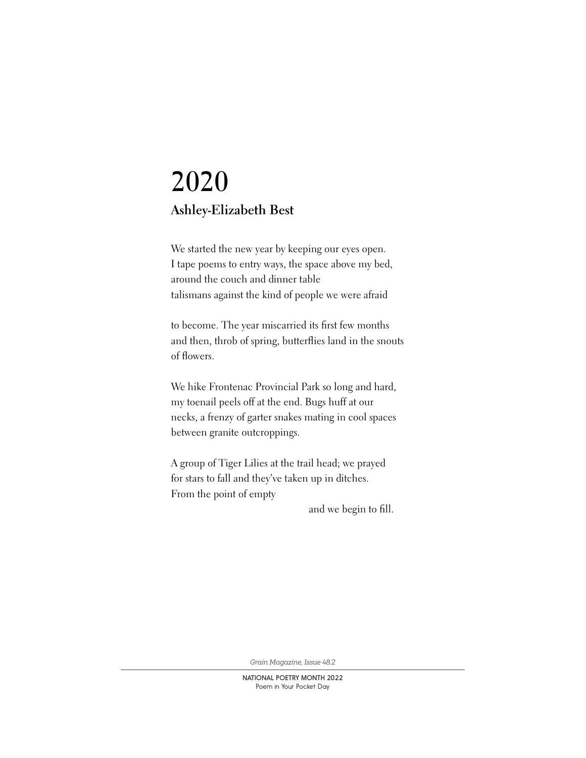# 2020

## Ashley-Elizabeth Best

We started the new year by keeping our eyes open.
I tape poems to entry ways, the space above my bed,
around the couch and dinner table
talismans against the kind of people we were afraid

to become. The year miscarried its first few months
and then, throb of spring, butterflies land in the snouts
of flowers.

We hike Frontenac Provincial Park so long and hard,
my toenail peels off at the end. Bugs huff at our
necks, a frenzy of garter snakes mating in cool spaces
between granite outcroppings.

A group of Tiger Lilies at the trail head; we prayed
for stars to fall and they've taken up in ditches.
From the point of empty

                                        and we begin to fill.

*Grain Magazine, Issue 48.2*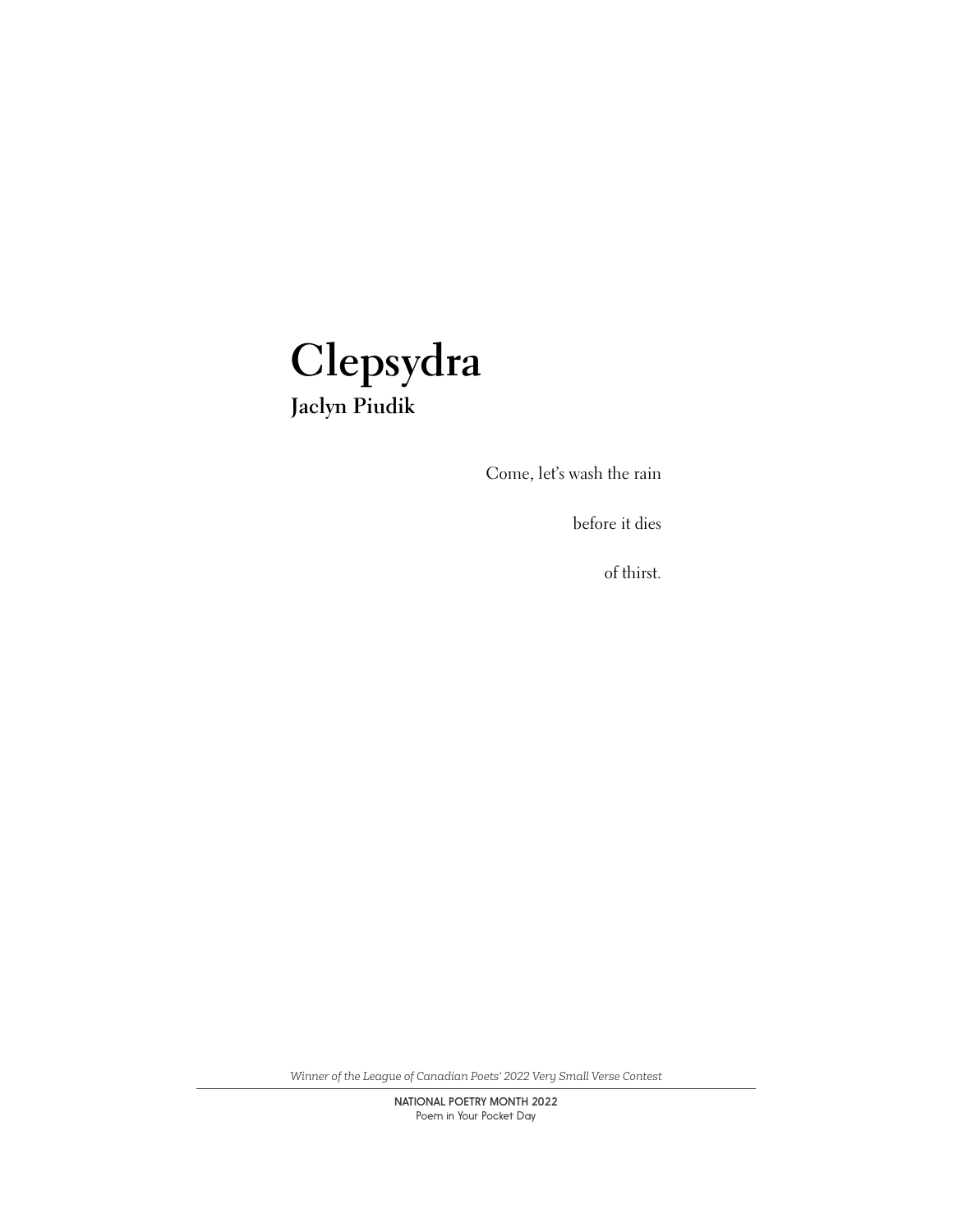# Clepsydra

### Jaclyn Piudik

Come, let's wash the rain

before it dies

of thirst.

*Winner of the League of Canadian Poets' 2022 Very Small Verse Contest*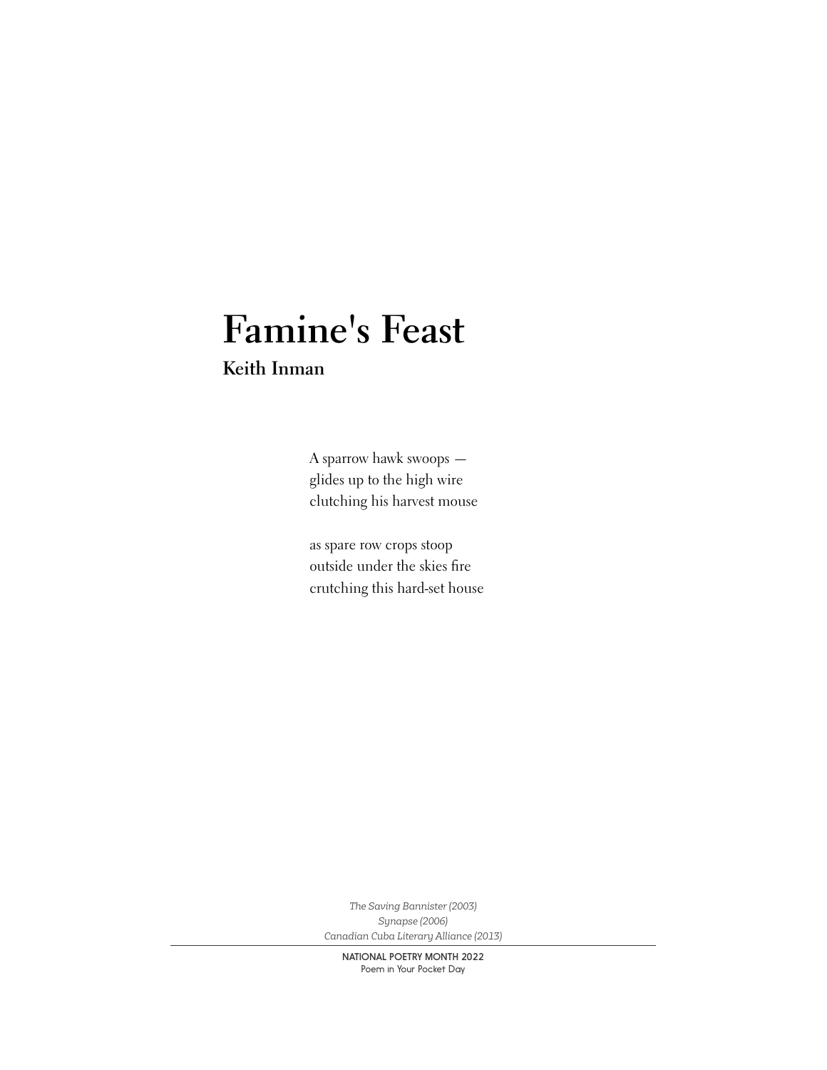# Famine's Feast

**Keith Inman**

A sparrow hawk swoops —  
glides up to the high wire  
clutching his harvest mouse

as spare row crops stoop  
outside under the skies fire  
crutching this hard-set house

*The Saving Bannister (2003)*  
*Synapse (2006)*  
*Canadian Cuba Literary Alliance (2013)*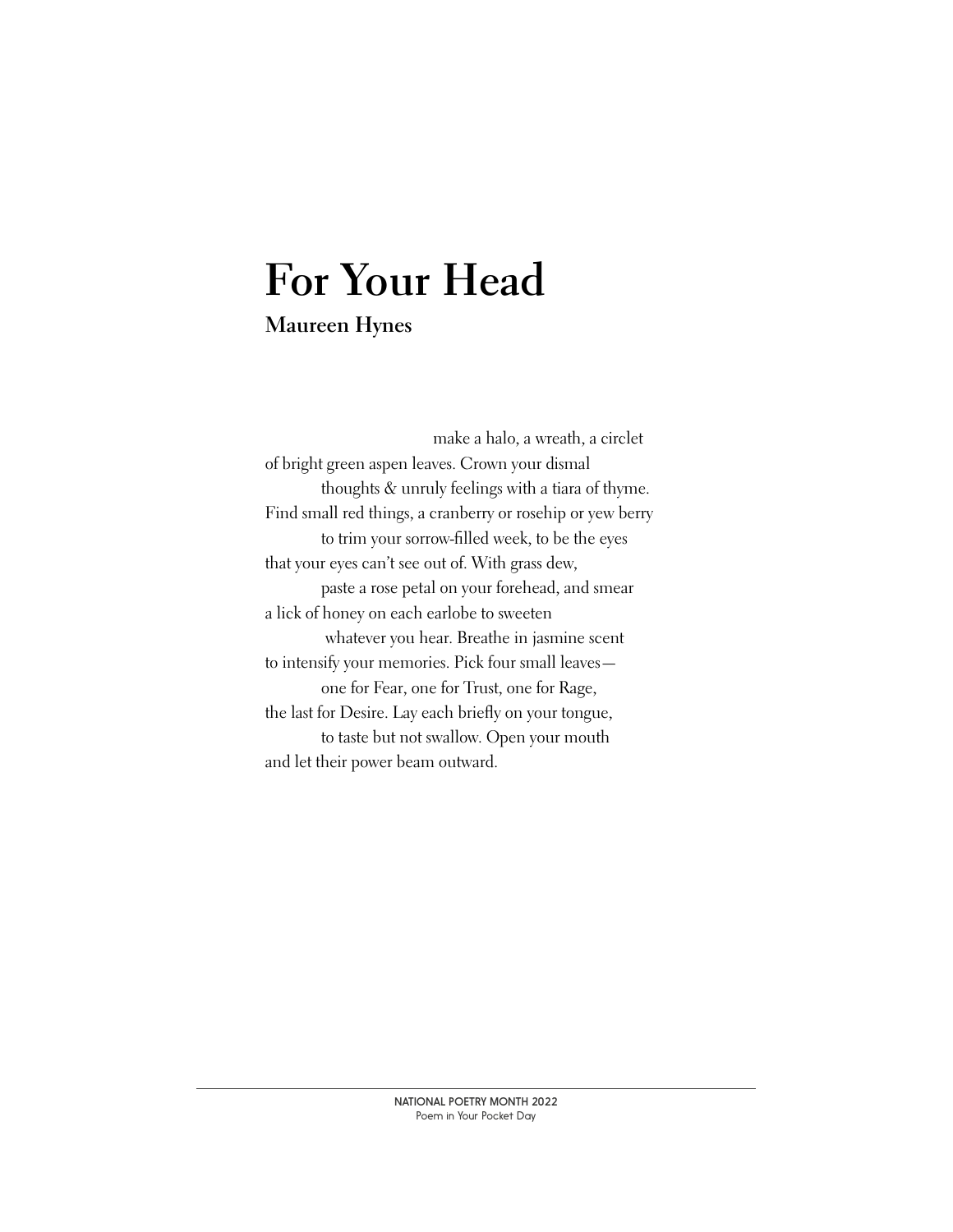# For Your Head

**Maureen Hynes**

make a halo, a wreath, a circlet  
of bright green aspen leaves. Crown your dismal  
thoughts & unruly feelings with a tiara of thyme.  
Find small red things, a cranberry or rosehip or yew berry  
to trim your sorrow-filled week, to be the eyes  
that your eyes can't see out of. With grass dew,  
paste a rose petal on your forehead, and smear  
a lick of honey on each earlobe to sweeten  
whatever you hear. Breathe in jasmine scent  
to intensify your memories. Pick four small leaves—  
one for Fear, one for Trust, one for Rage,  
the last for Desire. Lay each briefly on your tongue,  
to taste but not swallow. Open your mouth  
and let their power beam outward.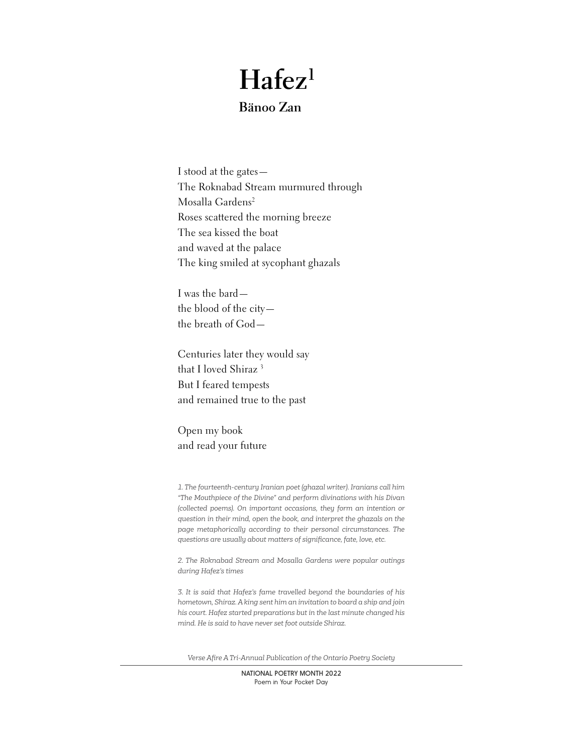# Hafez[1]

**Bänoo Zan**

I stood at the gates—
The Roknabad Stream murmured through
Mosalla Gardens[2]
Roses scattered the morning breeze
The sea kissed the boat
and waved at the palace
The king smiled at sycophant ghazals

I was the bard—
the blood of the city—
the breath of God—

Centuries later they would say
that I loved Shiraz [3]
But I feared tempests
and remained true to the past

Open my book
and read your future

*1. The fourteenth-century Iranian poet (ghazal writer). Iranians call him "The Mouthpiece of the Divine" and perform divinations with his Divan (collected poems). On important occasions, they form an intention or question in their mind, open the book, and interpret the ghazals on the page metaphorically according to their personal circumstances. The questions are usually about matters of significance, fate, love, etc.*

*2. The Roknabad Stream and Mosalla Gardens were popular outings during Hafez's times*

*3. It is said that Hafez's fame travelled beyond the boundaries of his hometown, Shiraz. A king sent him an invitation to board a ship and join his court. Hafez started preparations but in the last minute changed his mind. He is said to have never set foot outside Shiraz.*

*Verse Afire A Tri-Annual Publication of the Ontario Poetry Society*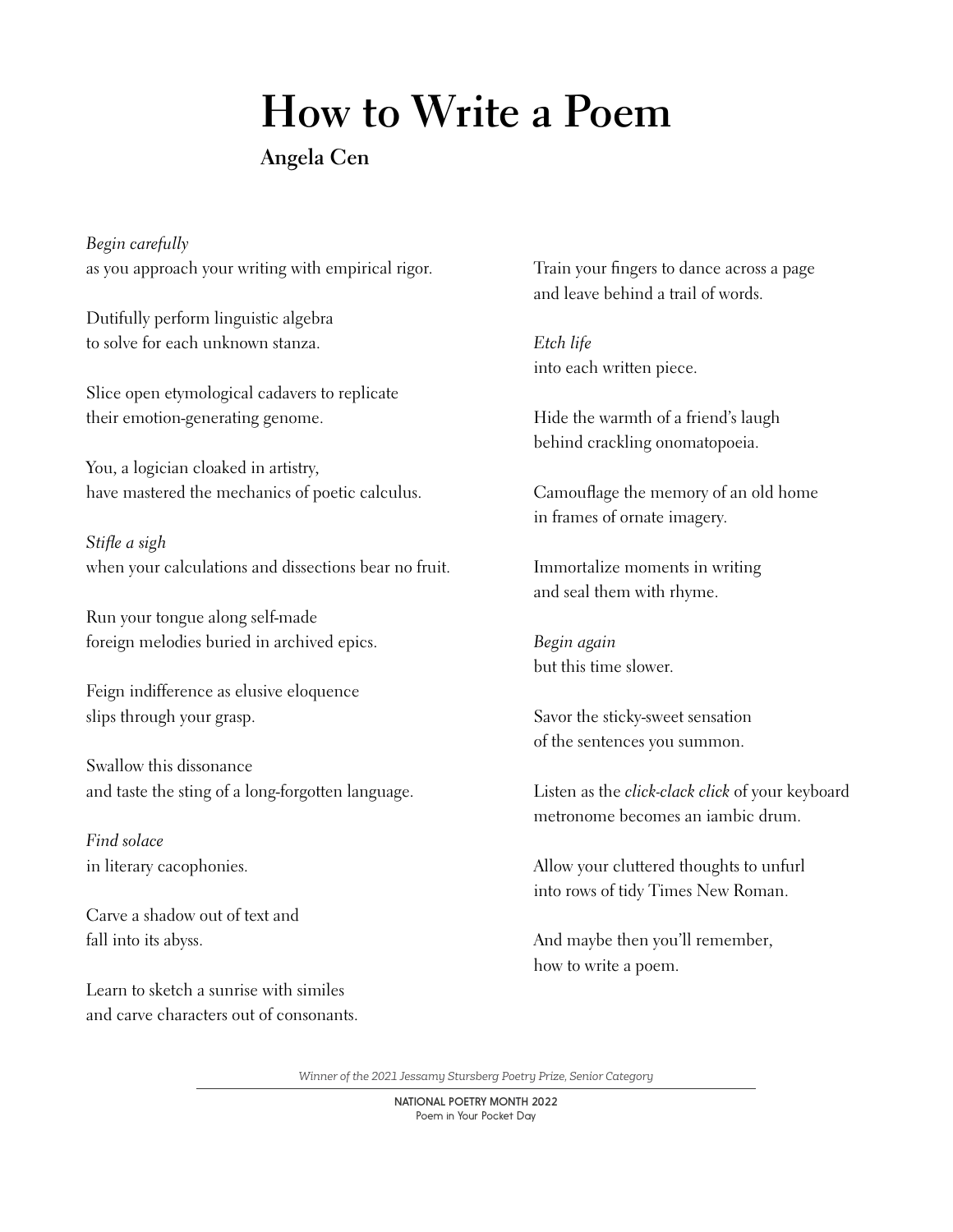# How to Write a Poem

**Angela Cen**

*Begin carefully*
as you approach your writing with empirical rigor.

Dutifully perform linguistic algebra
to solve for each unknown stanza.

Slice open etymological cadavers to replicate
their emotion-generating genome.

You, a logician cloaked in artistry,
have mastered the mechanics of poetic calculus.

*Stifle a sigh*
when your calculations and dissections bear no fruit.

Run your tongue along self-made
foreign melodies buried in archived epics.

Feign indifference as elusive eloquence
slips through your grasp.

Swallow this dissonance
and taste the sting of a long-forgotten language.

*Find solace*
in literary cacophonies.

Carve a shadow out of text and
fall into its abyss.

Learn to sketch a sunrise with similes
and carve characters out of consonants.

Train your fingers to dance across a page
and leave behind a trail of words.

*Etch life*
into each written piece.

Hide the warmth of a friend's laugh
behind crackling onomatopoeia.

Camouflage the memory of an old home
in frames of ornate imagery.

Immortalize moments in writing
and seal them with rhyme.

*Begin again*
but this time slower.

Savor the sticky-sweet sensation
of the sentences you summon.

Listen as the *click-clack click* of your keyboard
metronome becomes an iambic drum.

Allow your cluttered thoughts to unfurl
into rows of tidy Times New Roman.

And maybe then you'll remember,
how to write a poem.

*Winner of the 2021 Jessamy Stursberg Poetry Prize, Senior Category*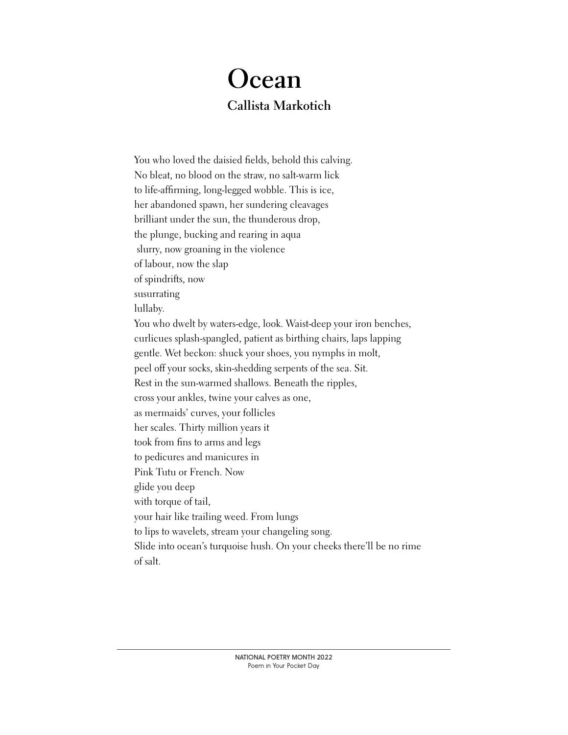# Ocean

### Callista Markotich

You who loved the daisied fields, behold this calving.
No bleat, no blood on the straw, no salt-warm lick
to life-affirming, long-legged wobble. This is ice,
her abandoned spawn, her sundering cleavages
brilliant under the sun, the thunderous drop,
the plunge, bucking and rearing in aqua
slurry, now groaning in the violence
of labour, now the slap
of spindrifts, now
susurrating
lullaby.
You who dwelt by waters-edge, look. Waist-deep your iron benches,
curlicues splash-spangled, patient as birthing chairs, laps lapping
gentle. Wet beckon: shuck your shoes, you nymphs in molt,
peel off your socks, skin-shedding serpents of the sea. Sit.
Rest in the sun-warmed shallows. Beneath the ripples,
cross your ankles, twine your calves as one,
as mermaids' curves, your follicles
her scales. Thirty million years it
took from fins to arms and legs
to pedicures and manicures in
Pink Tutu or French. Now
glide you deep
with torque of tail,
your hair like trailing weed. From lungs
to lips to wavelets, stream your changeling song.
Slide into ocean's turquoise hush. On your cheeks there'll be no rime
of salt.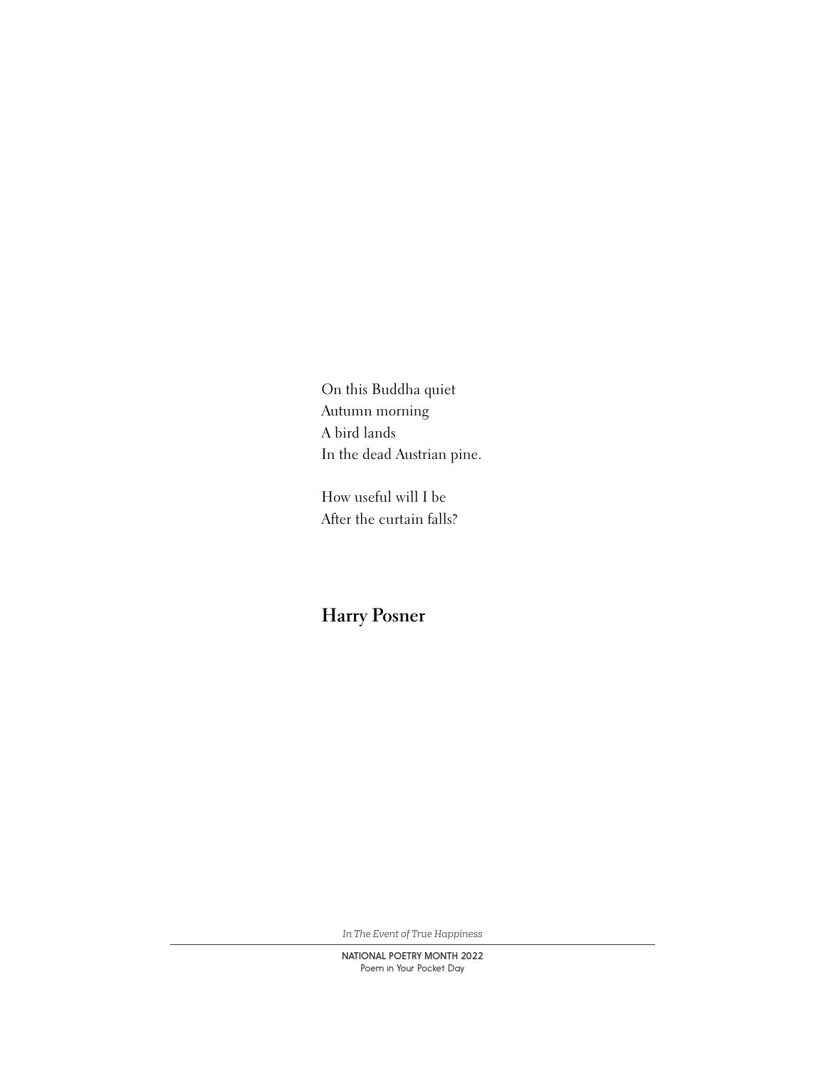On this Buddha quiet  
Autumn morning  
A bird lands  
In the dead Austrian pine.

How useful will I be  
After the curtain falls?

**Harry Posner**

*In The Event of True Happiness*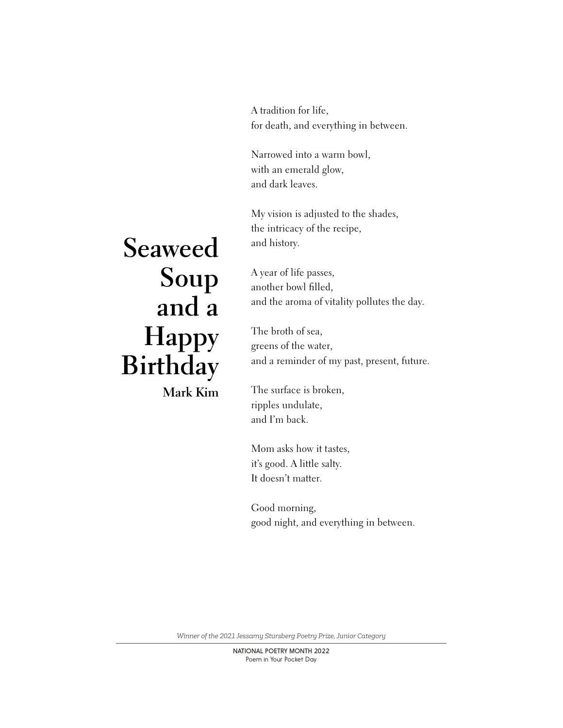# Seaweed Soup and a Happy Birthday

**Mark Kim**

A tradition for life,
for death, and everything in between.

Narrowed into a warm bowl,
with an emerald glow,
and dark leaves.

My vision is adjusted to the shades,
the intricacy of the recipe,
and history.

A year of life passes,
another bowl filled,
and the aroma of vitality pollutes the day.

The broth of sea,
greens of the water,
and a reminder of my past, present, future.

The surface is broken,
ripples undulate,
and I'm back.

Mom asks how it tastes,
it's good. A little salty.
It doesn't matter.

Good morning,
good night, and everything in between.

*Winner of the 2021 Jessamy Stursberg Poetry Prize, Junior Category*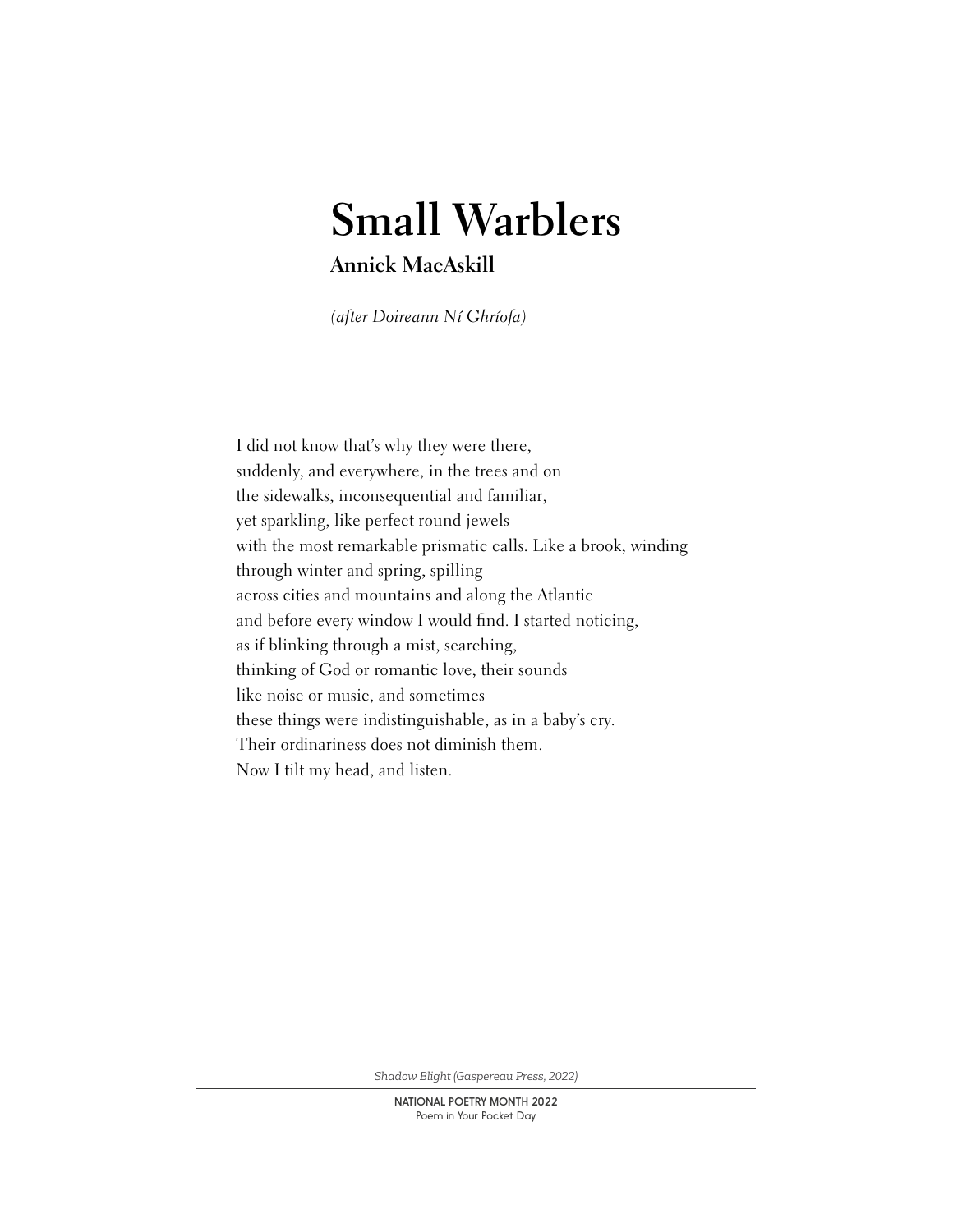# Small Warblers

## Annick MacAskill

*(after Doireann Ní Ghríofa)*

I did not know that's why they were there,  
suddenly, and everywhere, in the trees and on  
the sidewalks, inconsequential and familiar,  
yet sparkling, like perfect round jewels  
with the most remarkable prismatic calls. Like a brook, winding  
through winter and spring, spilling  
across cities and mountains and along the Atlantic  
and before every window I would find. I started noticing,  
as if blinking through a mist, searching,  
thinking of God or romantic love, their sounds  
like noise or music, and sometimes  
these things were indistinguishable, as in a baby's cry.  
Their ordinariness does not diminish them.  
Now I tilt my head, and listen.

*Shadow Blight (Gaspereau Press, 2022)*

**NATIONAL POETRY MONTH 2022**  
Poem in Your Pocket Day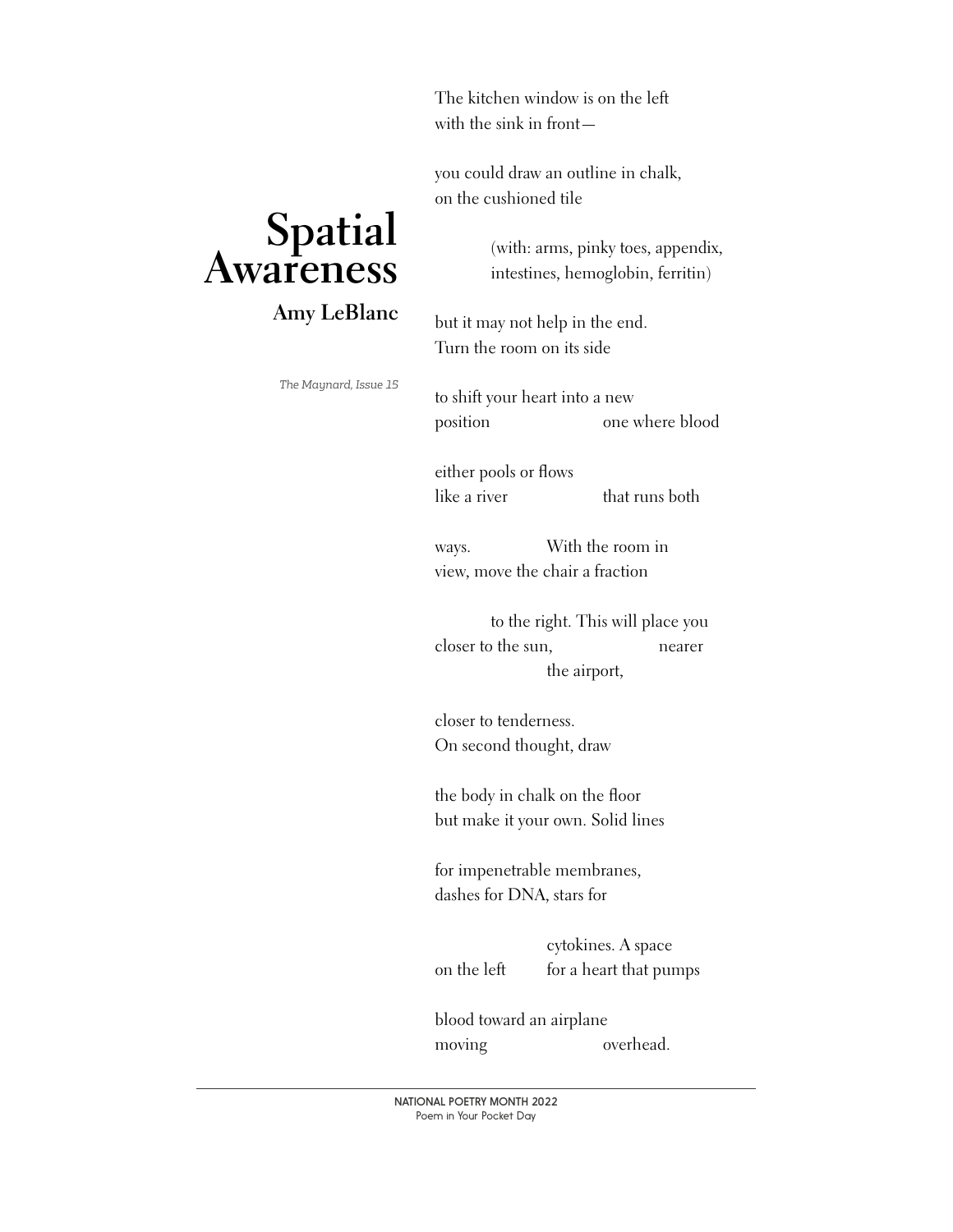# Spatial Awareness

### Amy LeBlanc

*The Maynard, Issue 15*

The kitchen window is on the left
with the sink in front—

you could draw an outline in chalk,
on the cushioned tile

(with: arms, pinky toes, appendix,
intestines, hemoglobin, ferritin)

but it may not help in the end.
Turn the room on its side

to shift your heart into a new
position                    one where blood

either pools or flows
like a river                    that runs both

ways.                With the room in
view, move the chair a fraction

to the right. This will place you
closer to the sun,                    nearer
the airport,

closer to tenderness.
On second thought, draw

the body in chalk on the floor
but make it your own. Solid lines

for impenetrable membranes,
dashes for DNA, stars for

cytokines. A space
on the left        for a heart that pumps

blood toward an airplane
moving                    overhead.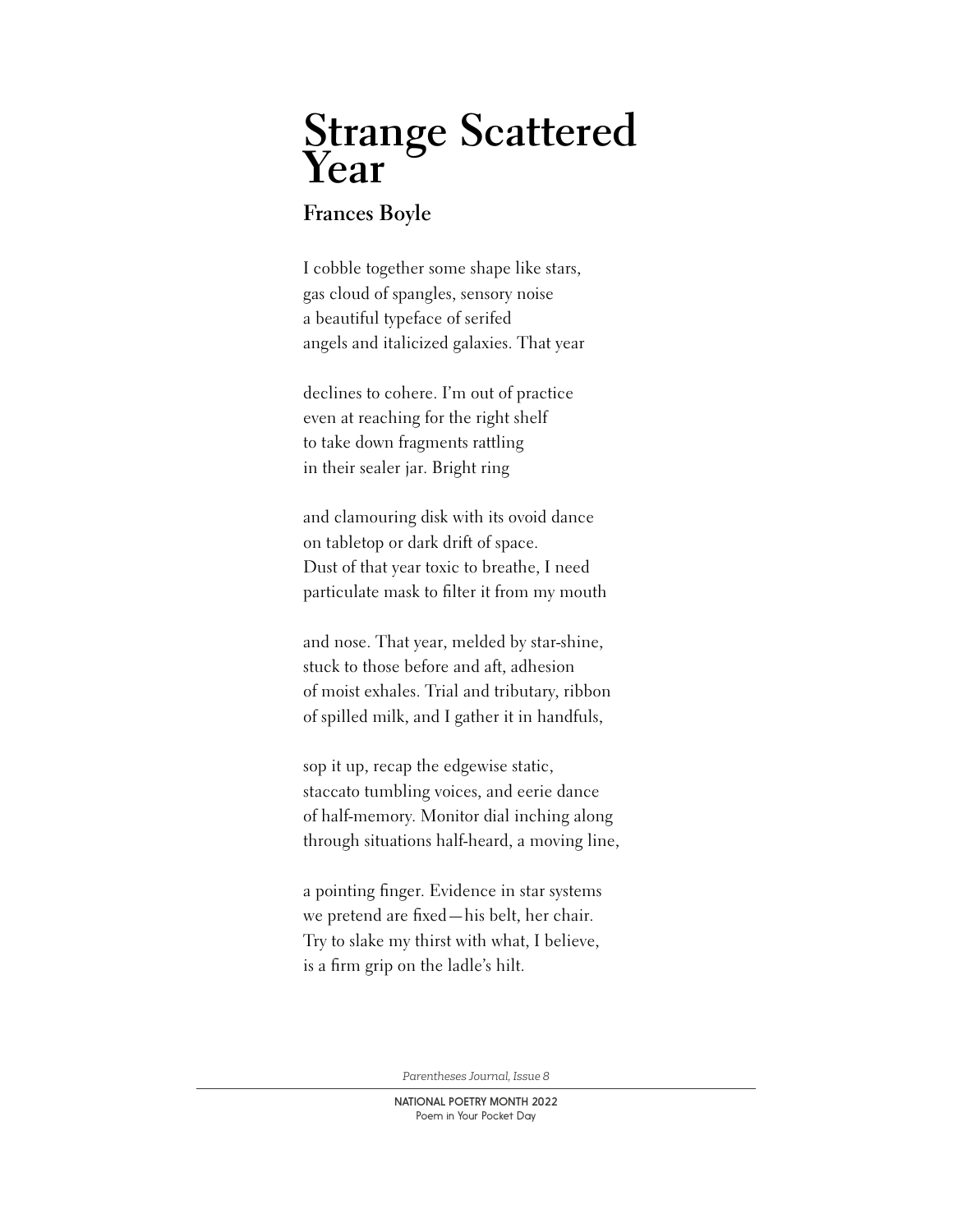# Strange Scattered Year

### Frances Boyle

I cobble together some shape like stars,
gas cloud of spangles, sensory noise
a beautiful typeface of serifed
angels and italicized galaxies. That year

declines to cohere. I'm out of practice
even at reaching for the right shelf
to take down fragments rattling
in their sealer jar. Bright ring

and clamouring disk with its ovoid dance
on tabletop or dark drift of space.
Dust of that year toxic to breathe, I need
particulate mask to filter it from my mouth

and nose. That year, melded by star-shine,
stuck to those before and aft, adhesion
of moist exhales. Trial and tributary, ribbon
of spilled milk, and I gather it in handfuls,

sop it up, recap the edgewise static,
staccato tumbling voices, and eerie dance
of half-memory. Monitor dial inching along
through situations half-heard, a moving line,

a pointing finger. Evidence in star systems
we pretend are fixed—his belt, her chair.
Try to slake my thirst with what, I believe,
is a firm grip on the ladle's hilt.

*Parentheses Journal, Issue 8*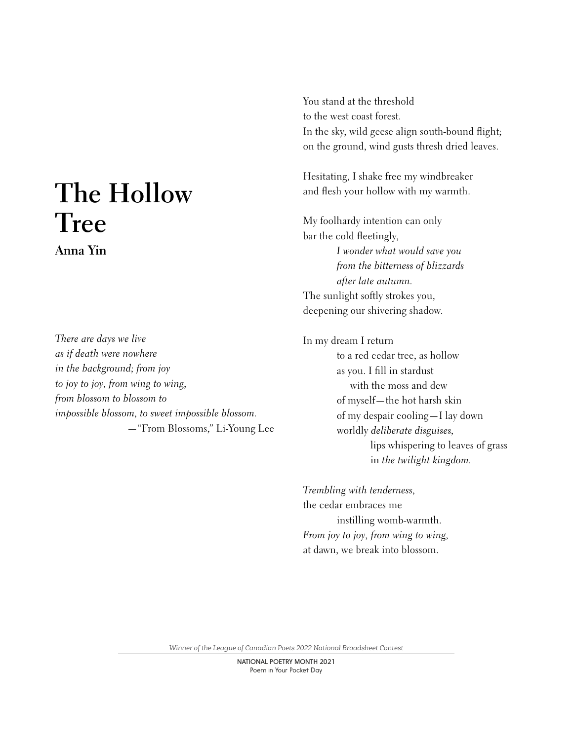# The Hollow Tree

**Anna Yin**

*There are days we live*
*as if death were nowhere*
*in the background; from joy*
*to joy to joy, from wing to wing,*
*from blossom to blossom to*
*impossible blossom, to sweet impossible blossom.*
—"From Blossoms," Li-Young Lee

You stand at the threshold
to the west coast forest.
In the sky, wild geese align south-bound flight;
on the ground, wind gusts thresh dried leaves.

Hesitating, I shake free my windbreaker
and flesh your hollow with my warmth.

My foolhardy intention can only
bar the cold fleetingly,
    *I wonder what would save you*
    *from the bitterness of blizzards*
    *after late autumn.*
The sunlight softly strokes you,
deepening our shivering shadow.

In my dream I return
    to a red cedar tree, as hollow
    as you. I fill in stardust
        with the moss and dew
    of myself—the hot harsh skin
    of my despair cooling—I lay down
    worldly *deliberate disguises*,
        lips whispering to leaves of grass
        in *the twilight kingdom*.

*Trembling with tenderness*,
the cedar embraces me
    instilling womb-warmth.
*From joy to joy, from wing to wing*,
at dawn, we break into blossom.

*Winner of the League of Canadian Poets 2022 National Broadsheet Contest*

NATIONAL POETRY MONTH 2021
Poem in Your Pocket Day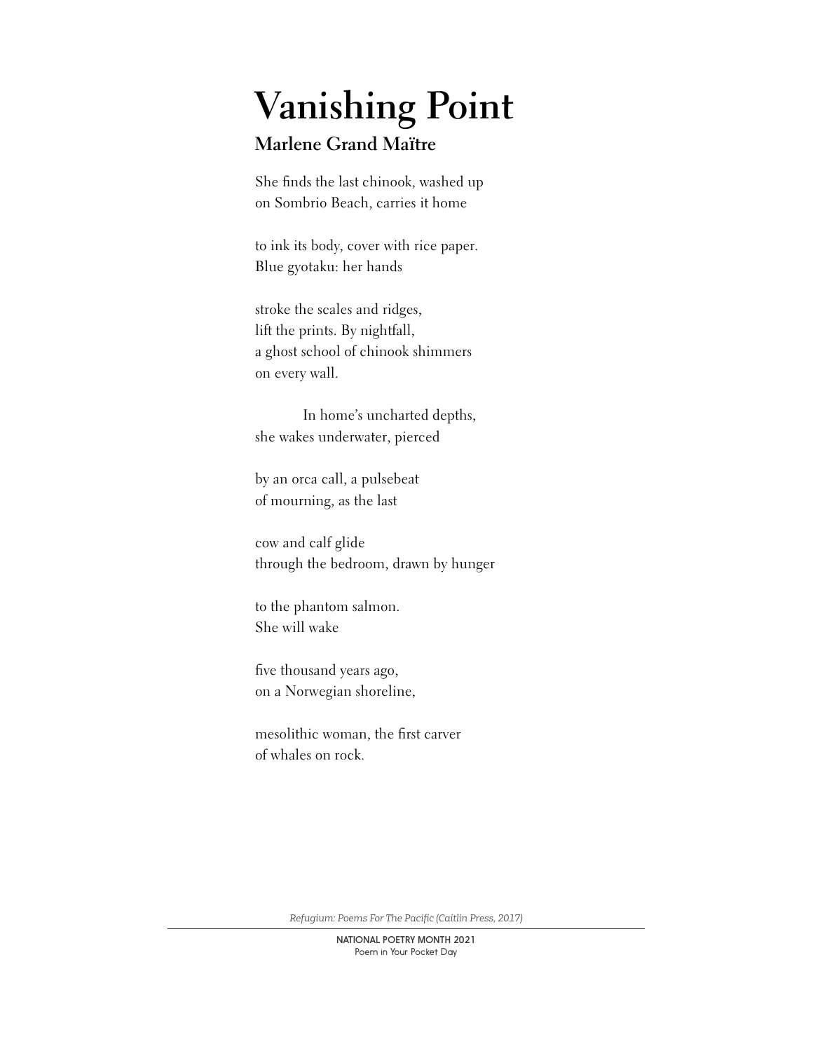# Vanishing Point

### Marlene Grand Maïtre

She finds the last chinook, washed up  
on Sombrio Beach, carries it home

to ink its body, cover with rice paper.  
Blue gyotaku: her hands

stroke the scales and ridges,  
lift the prints. By nightfall,  
a ghost school of chinook shimmers  
on every wall.

            In home's uncharted depths,  
she wakes underwater, pierced

by an orca call, a pulsebeat  
of mourning, as the last

cow and calf glide  
through the bedroom, drawn by hunger

to the phantom salmon.  
She will wake

five thousand years ago,  
on a Norwegian shoreline,

mesolithic woman, the first carver  
of whales on rock.

*Refugium: Poems For The Pacific (Caitlin Press, 2017)*

NATIONAL POETRY MONTH 2021  
Poem in Your Pocket Day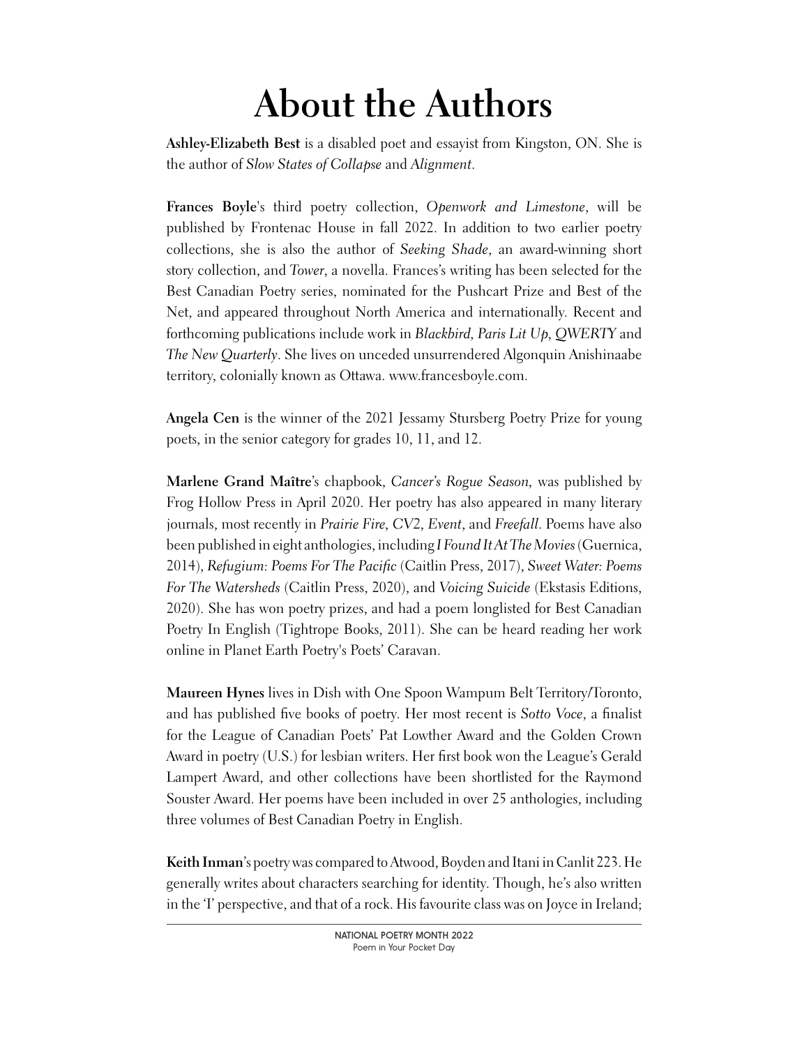# About the Authors

**Ashley-Elizabeth Best** is a disabled poet and essayist from Kingston, ON. She is the author of *Slow States of Collapse* and *Alignment*.

**Frances Boyle**'s third poetry collection, *Openwork and Limestone*, will be published by Frontenac House in fall 2022. In addition to two earlier poetry collections, she is also the author of *Seeking Shade*, an award-winning short story collection, and *Tower*, a novella. Frances's writing has been selected for the Best Canadian Poetry series, nominated for the Pushcart Prize and Best of the Net, and appeared throughout North America and internationally. Recent and forthcoming publications include work in *Blackbird*, *Paris Lit Up*, *QWERTY* and *The New Quarterly*. She lives on unceded unsurrendered Algonquin Anishinaabe territory, colonially known as Ottawa. www.francesboyle.com.

**Angela Cen** is the winner of the 2021 Jessamy Stursberg Poetry Prize for young poets, in the senior category for grades 10, 11, and 12.

**Marlene Grand Maître**'s chapbook, *Cancer's Rogue Season*, was published by Frog Hollow Press in April 2020. Her poetry has also appeared in many literary journals, most recently in *Prairie Fire*, *CV2*, *Event*, and *Freefall*. Poems have also been published in eight anthologies, including *I Found It At The Movies* (Guernica, 2014), *Refugium: Poems For The Pacific* (Caitlin Press, 2017), *Sweet Water: Poems For The Watersheds* (Caitlin Press, 2020), and *Voicing Suicide* (Ekstasis Editions, 2020). She has won poetry prizes, and had a poem longlisted for Best Canadian Poetry In English (Tightrope Books, 2011). She can be heard reading her work online in Planet Earth Poetry's Poets' Caravan.

**Maureen Hynes** lives in Dish with One Spoon Wampum Belt Territory/Toronto, and has published five books of poetry. Her most recent is *Sotto Voce*, a finalist for the League of Canadian Poets' Pat Lowther Award and the Golden Crown Award in poetry (U.S.) for lesbian writers. Her first book won the League's Gerald Lampert Award, and other collections have been shortlisted for the Raymond Souster Award. Her poems have been included in over 25 anthologies, including three volumes of Best Canadian Poetry in English.

**Keith Inman**'s poetry was compared to Atwood, Boyden and Itani in Canlit 223. He generally writes about characters searching for identity. Though, he's also written in the 'I' perspective, and that of a rock. His favourite class was on Joyce in Ireland;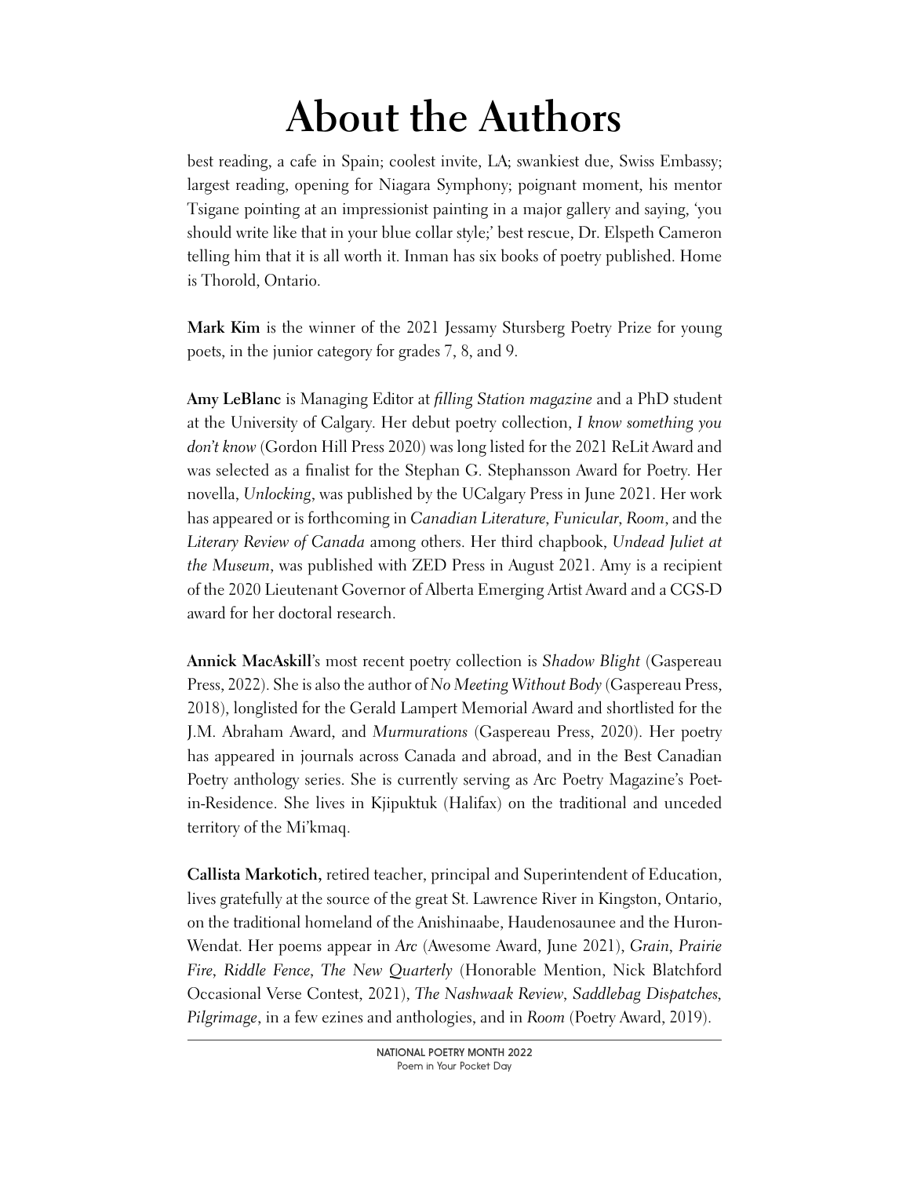# About the Authors

best reading, a cafe in Spain; coolest invite, LA; swankiest due, Swiss Embassy; largest reading, opening for Niagara Symphony; poignant moment, his mentor Tsigane pointing at an impressionist painting in a major gallery and saying, 'you should write like that in your blue collar style;' best rescue, Dr. Elspeth Cameron telling him that it is all worth it. Inman has six books of poetry published. Home is Thorold, Ontario.

**Mark Kim** is the winner of the 2021 Jessamy Stursberg Poetry Prize for young poets, in the junior category for grades 7, 8, and 9.

**Amy LeBlanc** is Managing Editor at *filling Station magazine* and a PhD student at the University of Calgary. Her debut poetry collection, *I know something you don't know* (Gordon Hill Press 2020) was long listed for the 2021 ReLit Award and was selected as a finalist for the Stephan G. Stephansson Award for Poetry. Her novella, *Unlocking*, was published by the UCalgary Press in June 2021. Her work has appeared or is forthcoming in *Canadian Literature*, *Funicular*, *Room*, and the *Literary Review of Canada* among others. Her third chapbook, *Undead Juliet at the Museum*, was published with ZED Press in August 2021. Amy is a recipient of the 2020 Lieutenant Governor of Alberta Emerging Artist Award and a CGS-D award for her doctoral research.

**Annick MacAskill**'s most recent poetry collection is *Shadow Blight* (Gaspereau Press, 2022). She is also the author of *No Meeting Without Body* (Gaspereau Press, 2018), longlisted for the Gerald Lampert Memorial Award and shortlisted for the J.M. Abraham Award, and *Murmurations* (Gaspereau Press, 2020). Her poetry has appeared in journals across Canada and abroad, and in the Best Canadian Poetry anthology series. She is currently serving as Arc Poetry Magazine's Poet-in-Residence. She lives in Kjipuktuk (Halifax) on the traditional and unceded territory of the Mi'kmaq.

**Callista Markotich,** retired teacher, principal and Superintendent of Education, lives gratefully at the source of the great St. Lawrence River in Kingston, Ontario, on the traditional homeland of the Anishinaabe, Haudenosaunee and the Huron-Wendat. Her poems appear in *Arc* (Awesome Award, June 2021), *Grain*, *Prairie Fire*, *Riddle Fence*, *The New Quarterly* (Honorable Mention, Nick Blatchford Occasional Verse Contest, 2021), *The Nashwaak Review*, *Saddlebag Dispatches*, *Pilgrimage*, in a few ezines and anthologies, and in *Room* (Poetry Award, 2019).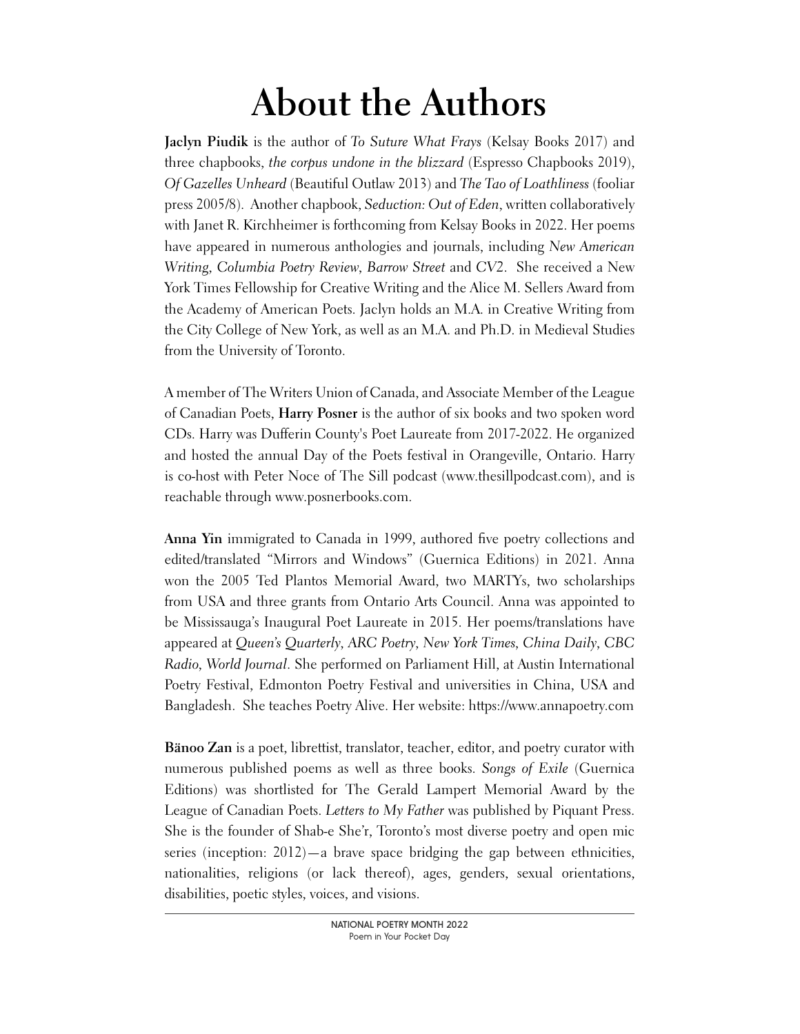# About the Authors

**Jaclyn Piudik** is the author of *To Suture What Frays* (Kelsay Books 2017) and three chapbooks, *the corpus undone in the blizzard* (Espresso Chapbooks 2019), *Of Gazelles Unheard* (Beautiful Outlaw 2013) and *The Tao of Loathliness* (fooliar press 2005/8). Another chapbook, *Seduction: Out of Eden*, written collaboratively with Janet R. Kirchheimer is forthcoming from Kelsay Books in 2022. Her poems have appeared in numerous anthologies and journals, including *New American Writing*, *Columbia Poetry Review*, *Barrow Street* and *CV2*. She received a New York Times Fellowship for Creative Writing and the Alice M. Sellers Award from the Academy of American Poets. Jaclyn holds an M.A. in Creative Writing from the City College of New York, as well as an M.A. and Ph.D. in Medieval Studies from the University of Toronto.

A member of The Writers Union of Canada, and Associate Member of the League of Canadian Poets, **Harry Posner** is the author of six books and two spoken word CDs. Harry was Dufferin County's Poet Laureate from 2017-2022. He organized and hosted the annual Day of the Poets festival in Orangeville, Ontario. Harry is co-host with Peter Noce of The Sill podcast (www.thesillpodcast.com), and is reachable through www.posnerbooks.com.

**Anna Yin** immigrated to Canada in 1999, authored five poetry collections and edited/translated "Mirrors and Windows" (Guernica Editions) in 2021. Anna won the 2005 Ted Plantos Memorial Award, two MARTYs, two scholarships from USA and three grants from Ontario Arts Council. Anna was appointed to be Mississauga's Inaugural Poet Laureate in 2015. Her poems/translations have appeared at *Queen's Quarterly*, *ARC Poetry*, *New York Times*, *China Daily*, *CBC Radio*, *World Journal*. She performed on Parliament Hill, at Austin International Poetry Festival, Edmonton Poetry Festival and universities in China, USA and Bangladesh. She teaches Poetry Alive. Her website: https://www.annapoetry.com

**Bänoo Zan** is a poet, librettist, translator, teacher, editor, and poetry curator with numerous published poems as well as three books. *Songs of Exile* (Guernica Editions) was shortlisted for The Gerald Lampert Memorial Award by the League of Canadian Poets. *Letters to My Father* was published by Piquant Press. She is the founder of Shab-e She'r, Toronto's most diverse poetry and open mic series (inception: 2012)—a brave space bridging the gap between ethnicities, nationalities, religions (or lack thereof), ages, genders, sexual orientations, disabilities, poetic styles, voices, and visions.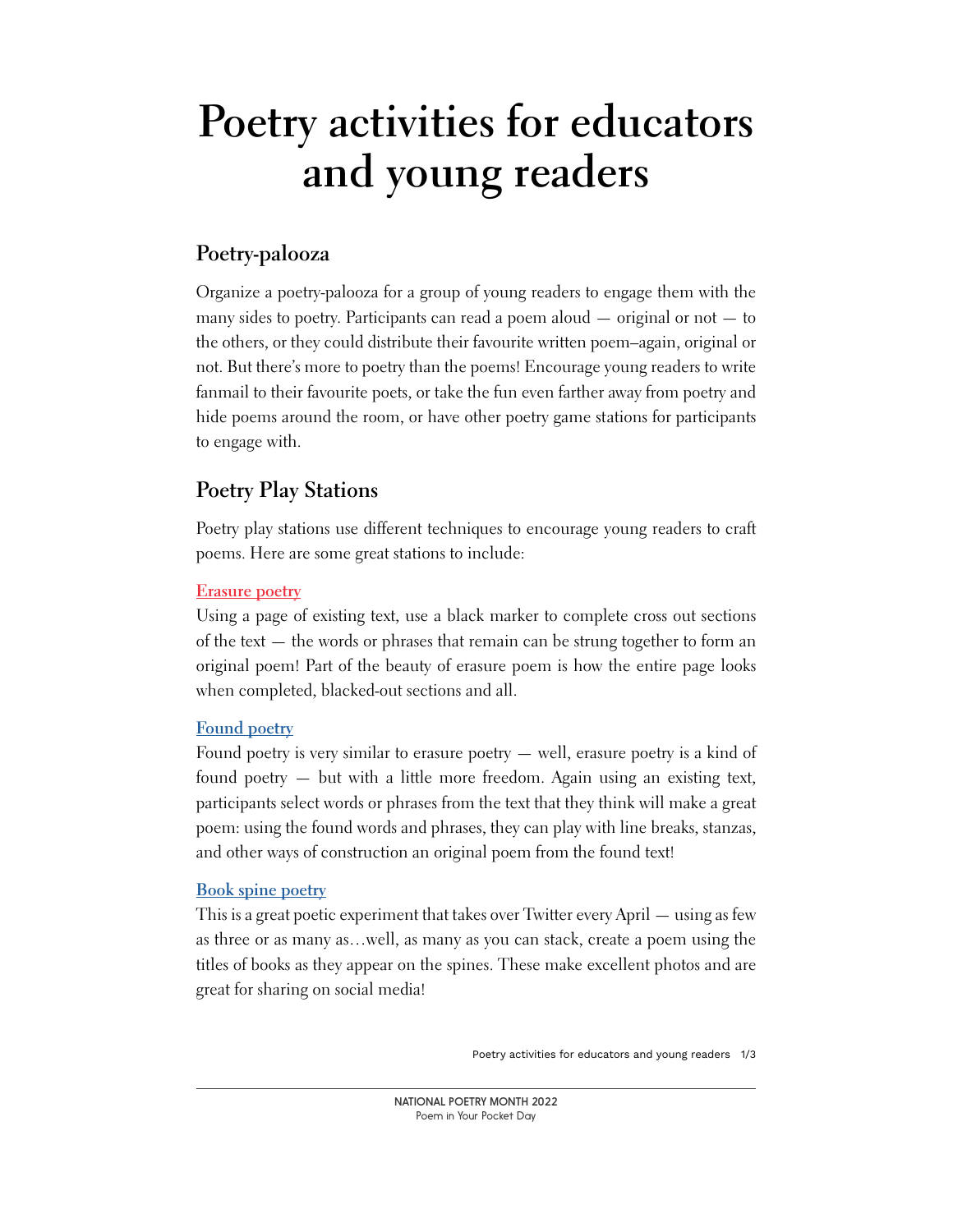# Poetry activities for educators and young readers

## Poetry-palooza

Organize a poetry-palooza for a group of young readers to engage them with the many sides to poetry. Participants can read a poem aloud — original or not — to the others, or they could distribute their favourite written poem–again, original or not. But there's more to poetry than the poems! Encourage young readers to write fanmail to their favourite poets, or take the fun even farther away from poetry and hide poems around the room, or have other poetry game stations for participants to engage with.

## Poetry Play Stations

Poetry play stations use different techniques to encourage young readers to craft poems. Here are some great stations to include:

### Erasure poetry

Using a page of existing text, use a black marker to complete cross out sections of the text — the words or phrases that remain can be strung together to form an original poem! Part of the beauty of erasure poem is how the entire page looks when completed, blacked-out sections and all.

### Found poetry

Found poetry is very similar to erasure poetry — well, erasure poetry is a kind of found poetry — but with a little more freedom. Again using an existing text, participants select words or phrases from the text that they think will make a great poem: using the found words and phrases, they can play with line breaks, stanzas, and other ways of construction an original poem from the found text!

### Book spine poetry

This is a great poetic experiment that takes over Twitter every April — using as few as three or as many as…well, as many as you can stack, create a poem using the titles of books as they appear on the spines. These make excellent photos and are great for sharing on social media!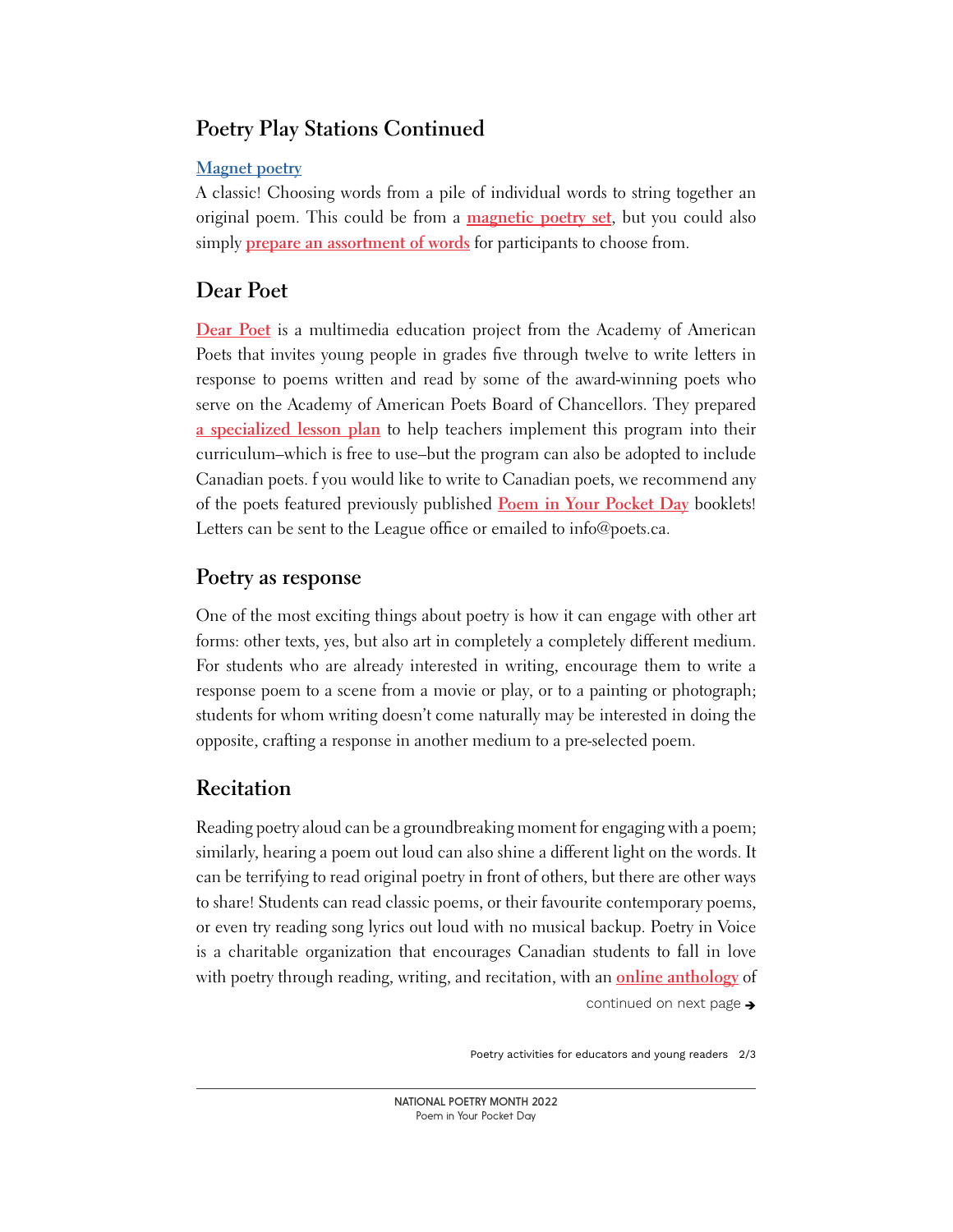## Poetry Play Stations Continued

### Magnet poetry

A classic! Choosing words from a pile of individual words to string together an original poem. This could be from a magnetic poetry set, but you could also simply prepare an assortment of words for participants to choose from.

## Dear Poet

Dear Poet is a multimedia education project from the Academy of American Poets that invites young people in grades five through twelve to write letters in response to poems written and read by some of the award-winning poets who serve on the Academy of American Poets Board of Chancellors. They prepared a specialized lesson plan to help teachers implement this program into their curriculum–which is free to use–but the program can also be adopted to include Canadian poets. f you would like to write to Canadian poets, we recommend any of the poets featured previously published Poem in Your Pocket Day booklets! Letters can be sent to the League office or emailed to info@poets.ca.

## Poetry as response

One of the most exciting things about poetry is how it can engage with other art forms: other texts, yes, but also art in completely a completely different medium. For students who are already interested in writing, encourage them to write a response poem to a scene from a movie or play, or to a painting or photograph; students for whom writing doesn't come naturally may be interested in doing the opposite, crafting a response in another medium to a pre-selected poem.

## Recitation

Reading poetry aloud can be a groundbreaking moment for engaging with a poem; similarly, hearing a poem out loud can also shine a different light on the words. It can be terrifying to read original poetry in front of others, but there are other ways to share! Students can read classic poems, or their favourite contemporary poems, or even try reading song lyrics out loud with no musical backup. Poetry in Voice is a charitable organization that encourages Canadian students to fall in love with poetry through reading, writing, and recitation, with an online anthology of

continued on next page ➔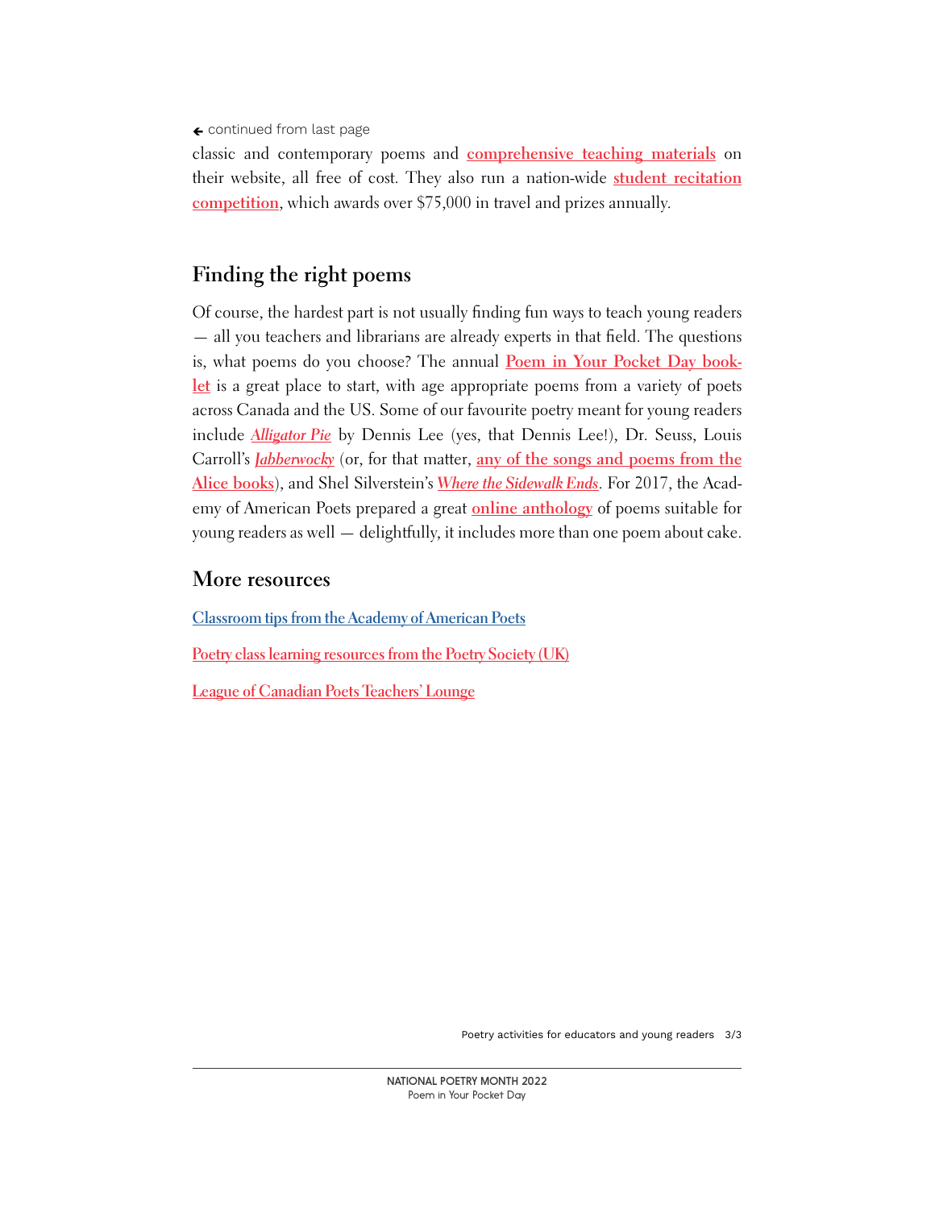← continued from last page

classic and contemporary poems and comprehensive teaching materials on their website, all free of cost. They also run a nation-wide student recitation competition, which awards over $75,000 in travel and prizes annually.

## Finding the right poems

Of course, the hardest part is not usually finding fun ways to teach young readers — all you teachers and librarians are already experts in that field. The questions is, what poems do you choose? The annual Poem in Your Pocket Day booklet is a great place to start, with age appropriate poems from a variety of poets across Canada and the US. Some of our favourite poetry meant for young readers include *Alligator Pie* by Dennis Lee (yes, that Dennis Lee!), Dr. Seuss, Louis Carroll's *Jabberwocky* (or, for that matter, any of the songs and poems from the Alice books), and Shel Silverstein's *Where the Sidewalk Ends*. For 2017, the Academy of American Poets prepared a great online anthology of poems suitable for young readers as well — delightfully, it includes more than one poem about cake.

## More resources

Classroom tips from the Academy of American Poets

Poetry class learning resources from the Poetry Society (UK)

League of Canadian Poets Teachers' Lounge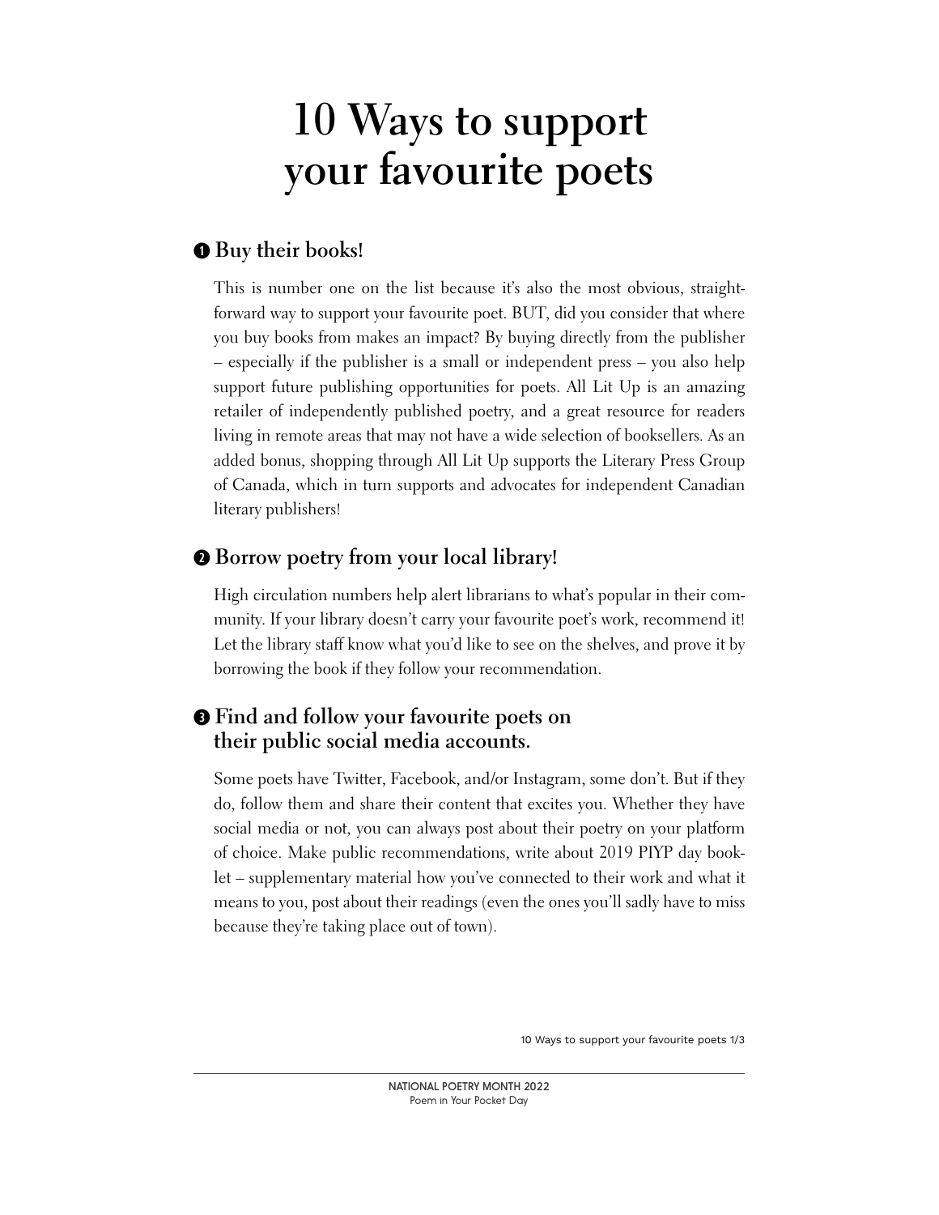# 10 Ways to support your favourite poets

## ❶ Buy their books!

This is number one on the list because it's also the most obvious, straightforward way to support your favourite poet. BUT, did you consider that where you buy books from makes an impact? By buying directly from the publisher – especially if the publisher is a small or independent press – you also help support future publishing opportunities for poets. All Lit Up is an amazing retailer of independently published poetry, and a great resource for readers living in remote areas that may not have a wide selection of booksellers. As an added bonus, shopping through All Lit Up supports the Literary Press Group of Canada, which in turn supports and advocates for independent Canadian literary publishers!

## ❷ Borrow poetry from your local library!

High circulation numbers help alert librarians to what's popular in their community. If your library doesn't carry your favourite poet's work, recommend it! Let the library staff know what you'd like to see on the shelves, and prove it by borrowing the book if they follow your recommendation.

## ❸ Find and follow your favourite poets on their public social media accounts.

Some poets have Twitter, Facebook, and/or Instagram, some don't. But if they do, follow them and share their content that excites you. Whether they have social media or not, you can always post about their poetry on your platform of choice. Make public recommendations, write about 2019 PIYP day booklet – supplementary material how you've connected to their work and what it means to you, post about their readings (even the ones you'll sadly have to miss because they're taking place out of town).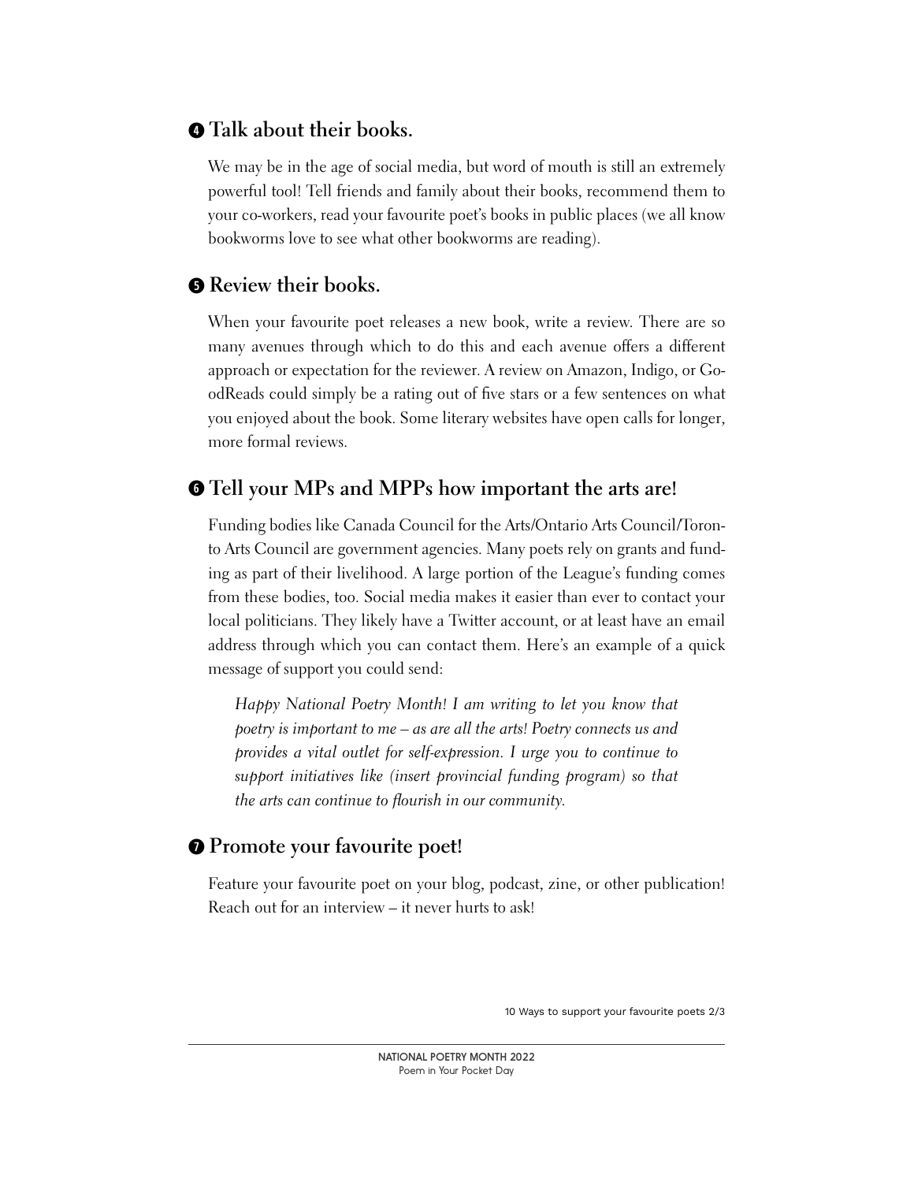## ❹ Talk about their books.

We may be in the age of social media, but word of mouth is still an extremely powerful tool! Tell friends and family about their books, recommend them to your co-workers, read your favourite poet's books in public places (we all know bookworms love to see what other bookworms are reading).

## ❺ Review their books.

When your favourite poet releases a new book, write a review. There are so many avenues through which to do this and each avenue offers a different approach or expectation for the reviewer. A review on Amazon, Indigo, or GoodReads could simply be a rating out of five stars or a few sentences on what you enjoyed about the book. Some literary websites have open calls for longer, more formal reviews.

## ❻ Tell your MPs and MPPs how important the arts are!

Funding bodies like Canada Council for the Arts/Ontario Arts Council/Toronto Arts Council are government agencies. Many poets rely on grants and funding as part of their livelihood. A large portion of the League's funding comes from these bodies, too. Social media makes it easier than ever to contact your local politicians. They likely have a Twitter account, or at least have an email address through which you can contact them. Here's an example of a quick message of support you could send:

> *Happy National Poetry Month! I am writing to let you know that poetry is important to me – as are all the arts! Poetry connects us and provides a vital outlet for self-expression. I urge you to continue to support initiatives like (insert provincial funding program) so that the arts can continue to flourish in our community.*

## ❼ Promote your favourite poet!

Feature your favourite poet on your blog, podcast, zine, or other publication! Reach out for an interview – it never hurts to ask!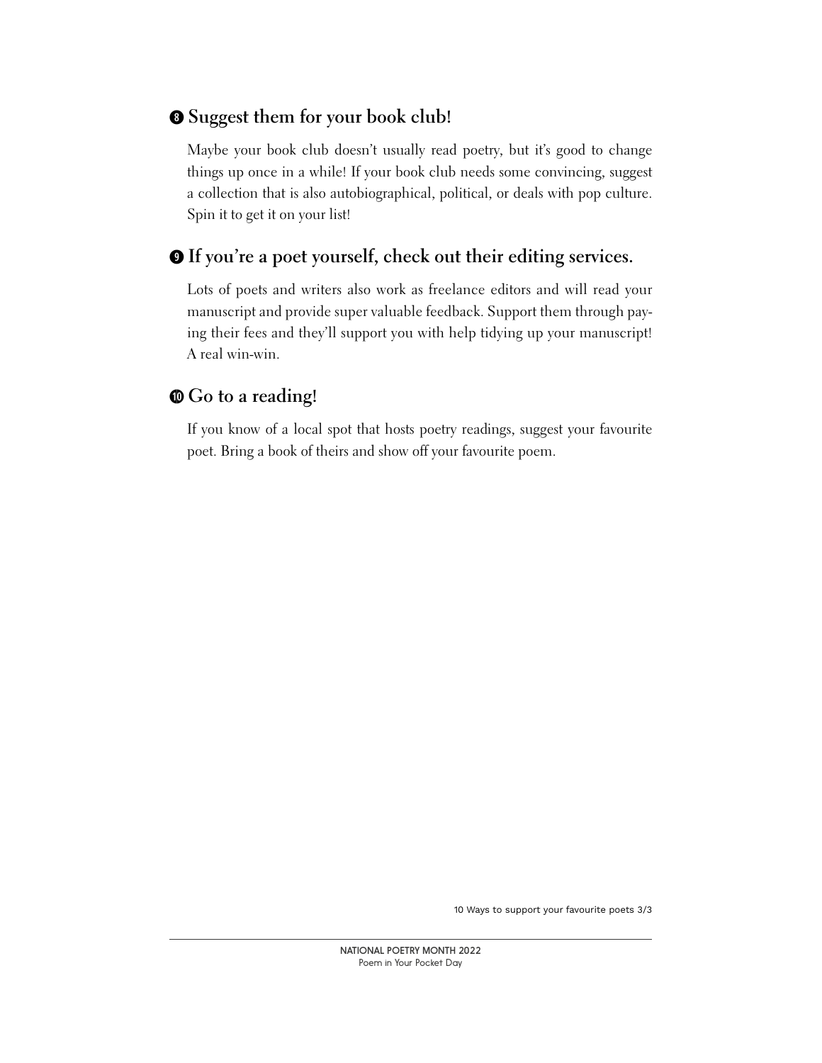## ❽ Suggest them for your book club!

Maybe your book club doesn't usually read poetry, but it's good to change things up once in a while! If your book club needs some convincing, suggest a collection that is also autobiographical, political, or deals with pop culture. Spin it to get it on your list!

## ❾ If you're a poet yourself, check out their editing services.

Lots of poets and writers also work as freelance editors and will read your manuscript and provide super valuable feedback. Support them through paying their fees and they'll support you with help tidying up your manuscript! A real win-win.

## ❿ Go to a reading!

If you know of a local spot that hosts poetry readings, suggest your favourite poet. Bring a book of theirs and show off your favourite poem.